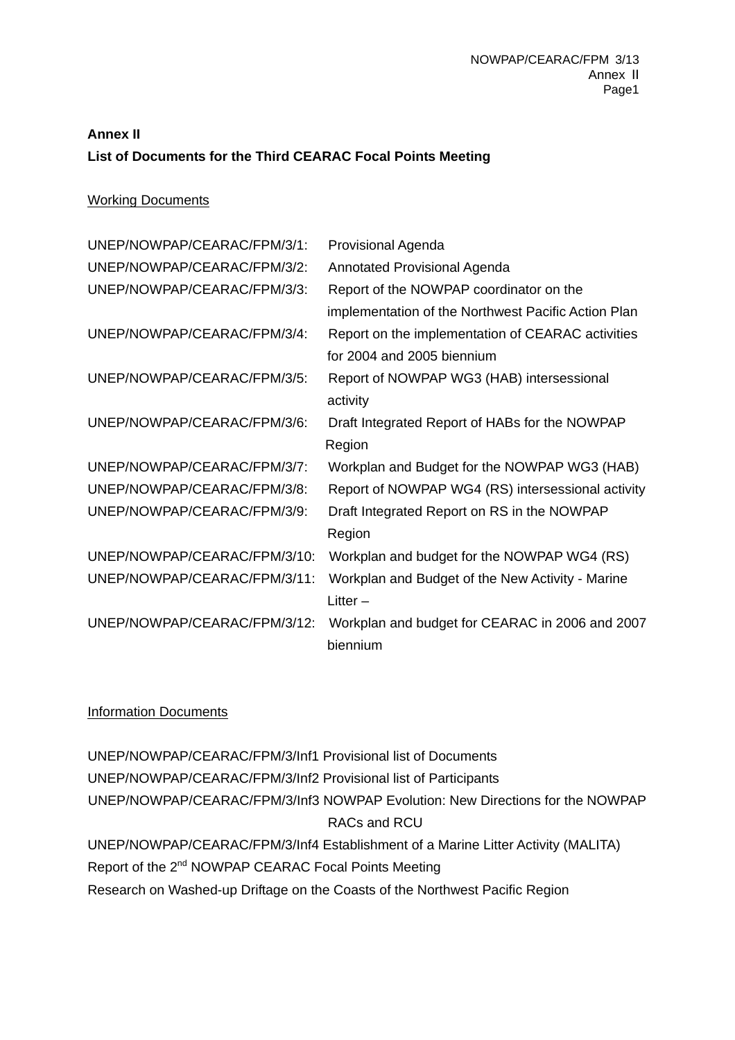**Annex II**

**List of Documents for the Third CEARAC Focal Points Meeting**

Working Documents

UNEP/NOWPAP/CEARAC/FPM/3/1: Provisional Agenda

UNEP/NOWPAP/CEARAC/FPM/3/2: Annotated Provisional Agenda

UNEP/NOWPAP/CEARAC/FPM/3/3: Report of the NOWPAP coordinator on the implementation of the Northwest Pacific Action Plan

UNEP/NOWPAP/CEARAC/FPM/3/4: Report on the implementation of CEARAC activities for 2004 and 2005 biennium

UNEP/NOWPAP/CEARAC/FPM/3/5: Report of NOWPAP WG3 (HAB) intersessional activity

UNEP/NOWPAP/CEARAC/FPM/3/6: Draft Integrated Report of HABs for the NOWPAP Region

UNEP/NOWPAP/CEARAC/FPM/3/7: Workplan and Budget for the NOWPAP WG3 (HAB)

UNEP/NOWPAP/CEARAC/FPM/3/8: Report of NOWPAP WG4 (RS) intersessional activity

UNEP/NOWPAP/CEARAC/FPM/3/9: Draft Integrated Report on RS in the NOWPAP Region

UNEP/NOWPAP/CEARAC/FPM/3/10: Workplan and budget for the NOWPAP WG4 (RS)

UNEP/NOWPAP/CEARAC/FPM/3/11: Workplan and Budget of the New Activity - Marine Litter –

UNEP/NOWPAP/CEARAC/FPM/3/12: Workplan and budget for CEARAC in 2006 and 2007 biennium

Information Documents

UNEP/NOWPAP/CEARAC/FPM/3/Inf1 Provisional list of Documents

UNEP/NOWPAP/CEARAC/FPM/3/Inf2 Provisional list of Participants

UNEP/NOWPAP/CEARAC/FPM/3/Inf3 NOWPAP Evolution: New Directions for the NOWPAP RACs and RCU

UNEP/NOWPAP/CEARAC/FPM/3/Inf4 Establishment of a Marine Litter Activity (MALITA)

Report of the 2nd NOWPAP CEARAC Focal Points Meeting

Research on Washed-up Driftage on the Coasts of the Northwest Pacific Region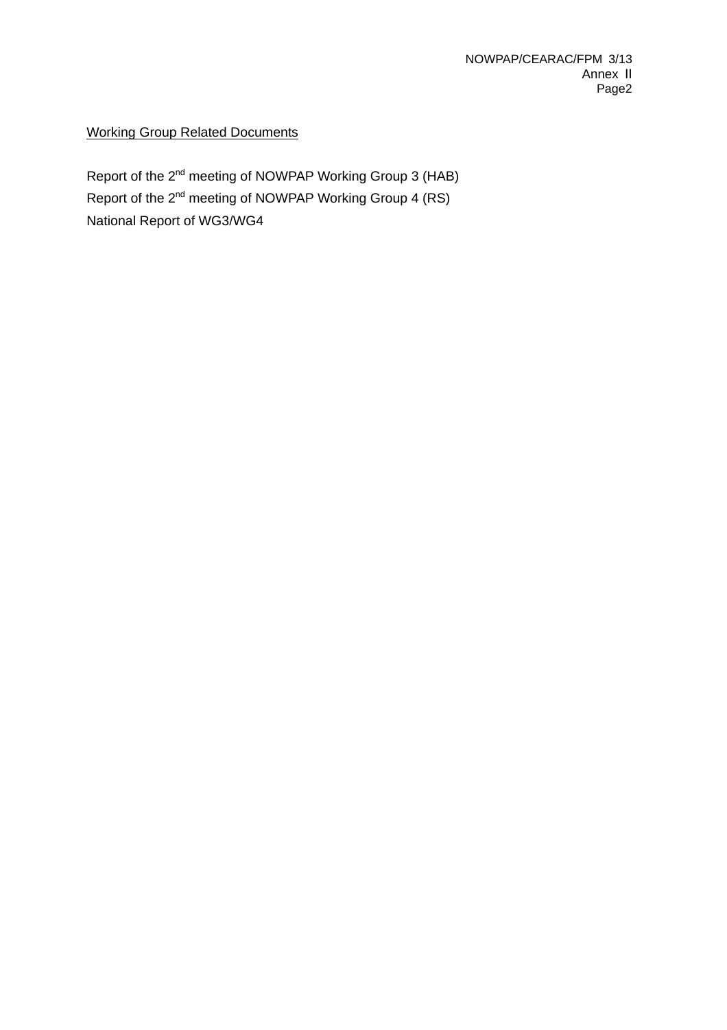Working Group Related Documents

Report of the 2nd meeting of NOWPAP Working Group 3 (HAB)
Report of the 2nd meeting of NOWPAP Working Group 4 (RS)
National Report of WG3/WG4